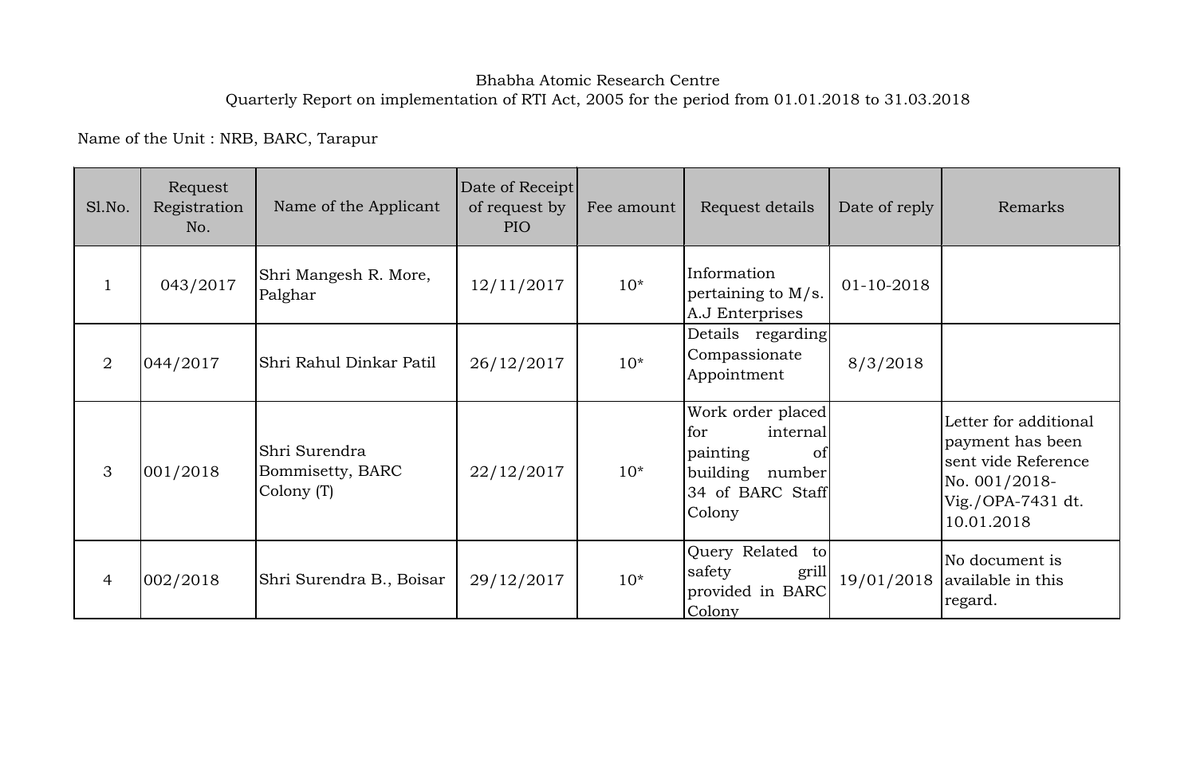Bhabha Atomic Research Centre

Quarterly Report on implementation of RTI Act, 2005 for the period from 01.01.2018 to 31.03.2018

Name of the Unit : NRB, BARC, Tarapur

| Sl.No. | Request Registration No. | Name of the Applicant | Date of Receipt of request by PIO | Fee amount | Request details | Date of reply | Remarks |
|---|---|---|---|---|---|---|---|
| 1 | 043/2017 | Shri Mangesh R. More, Palghar | 12/11/2017 | 10* | Information pertaining to M/s. A.J Enterprises | 01-10-2018 | |
| 2 | 044/2017 | Shri Rahul Dinkar Patil | 26/12/2017 | 10* | Details regarding Compassionate Appointment | 8/3/2018 | |
| 3 | 001/2018 | Shri Surendra Bommisetty, BARC Colony (T) | 22/12/2017 | 10* | Work order placed for internal painting of building number 34 of BARC Staff Colony | | Letter for additional payment has been sent vide Reference No. 001/2018-Vig./OPA-7431 dt. 10.01.2018 |
| 4 | 002/2018 | Shri Surendra B., Boisar | 29/12/2017 | 10* | Query Related to safety grill provided in BARC Colony | 19/01/2018 | No document is available in this regard. |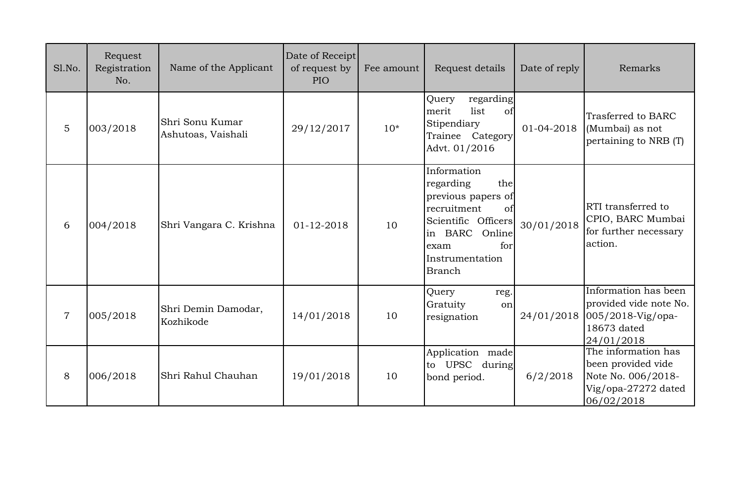| Sl.No. | Request Registration No. | Name of the Applicant | Date of Receipt of request by PIO | Fee amount | Request details | Date of reply | Remarks |
| --- | --- | --- | --- | --- | --- | --- | --- |
| 5 | 003/2018 | Shri Sonu Kumar Ashutoas, Vaishali | 29/12/2017 | 10* | Query regarding merit list of Stipendiary Trainee Category Advt. 01/2016 | 01-04-2018 | Trasferred to BARC (Mumbai) as not pertaining to NRB (T) |
| 6 | 004/2018 | Shri Vangara C. Krishna | 01-12-2018 | 10 | Information regarding the previous papers of recruitment of Scientific Officers in BARC Online exam for Instrumentation Branch | 30/01/2018 | RTI transferred to CPIO, BARC Mumbai for further necessary action. |
| 7 | 005/2018 | Shri Demin Damodar, Kozhikode | 14/01/2018 | 10 | Query reg. Gratuity on resignation | 24/01/2018 | Information has been provided vide note No. 005/2018-Vig/opa-18673 dated 24/01/2018 |
| 8 | 006/2018 | Shri Rahul Chauhan | 19/01/2018 | 10 | Application made to UPSC during bond period. | 6/2/2018 | The information has been provided vide Note No. 006/2018-Vig/opa-27272 dated 06/02/2018 |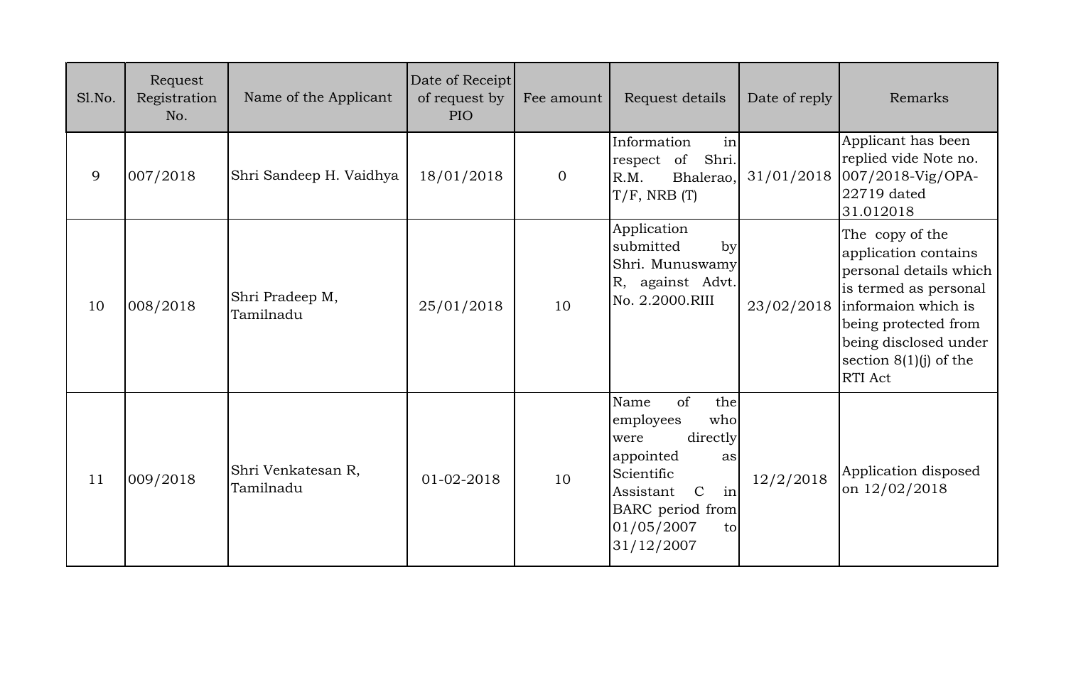| Sl.No. | Request Registration No. | Name of the Applicant | Date of Receipt of request by PIO | Fee amount | Request details | Date of reply | Remarks |
|---|---|---|---|---|---|---|---|
| 9 | 007/2018 | Shri Sandeep H. Vaidhya | 18/01/2018 | 0 | Information in respect of Shri. R.M. Bhalerao, T/F, NRB (T) | 31/01/2018 | Applicant has been replied vide Note no. 007/2018-Vig/OPA-22719 dated 31.012018 |
| 10 | 008/2018 | Shri Pradeep M, Tamilnadu | 25/01/2018 | 10 | Application submitted by Shri. Munuswamy R, against Advt. No. 2.2000.RIII | 23/02/2018 | The copy of the application contains personal details which is termed as personal informaion which is being protected from being disclosed under section 8(1)(j) of the RTI Act |
| 11 | 009/2018 | Shri Venkatesan R, Tamilnadu | 01-02-2018 | 10 | Name of the employees who were directly appointed as Scientific Assistant C in BARC period from 01/05/2007 to 31/12/2007 | 12/2/2018 | Application disposed on 12/02/2018 |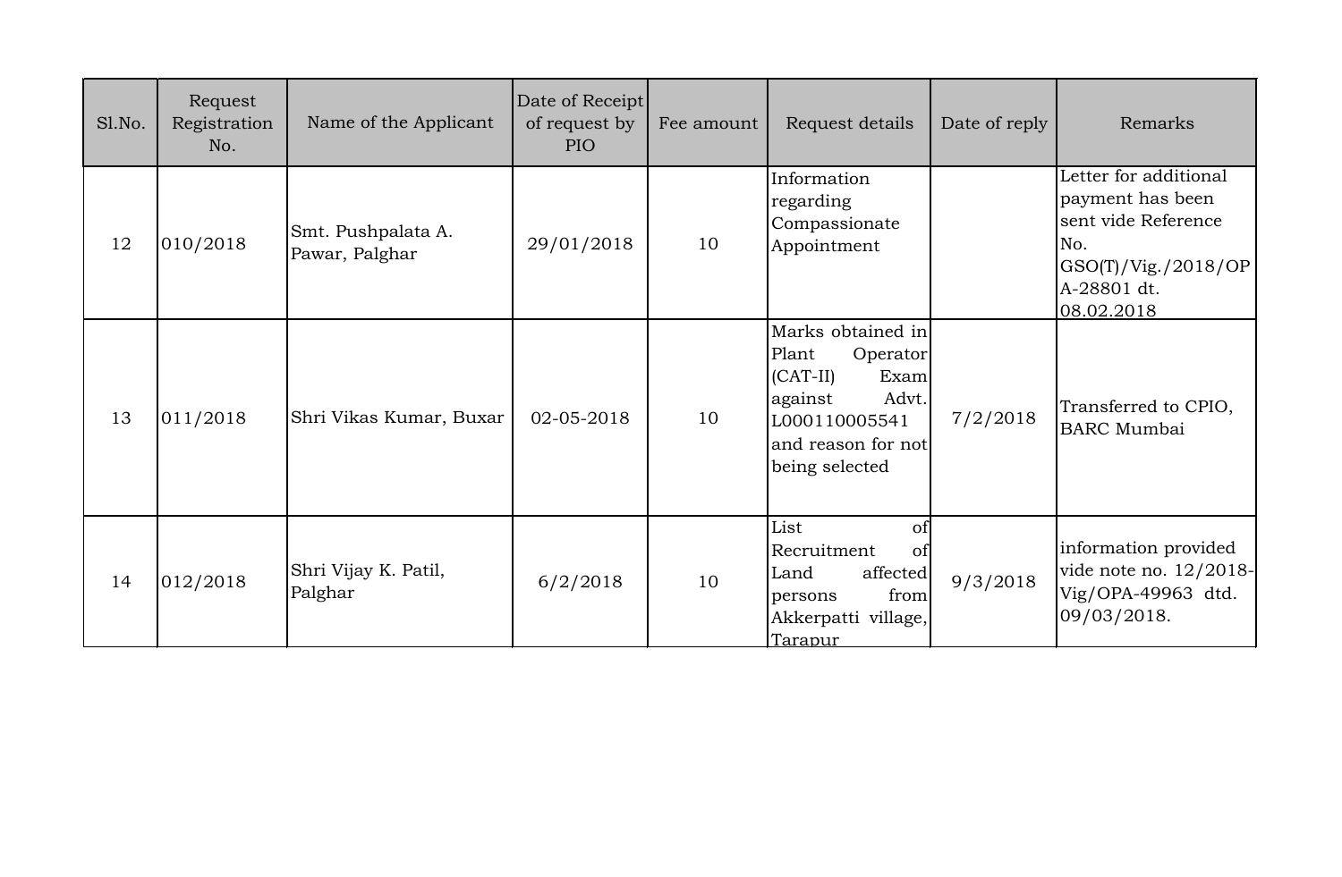| Sl.No. | Request Registration No. | Name of the Applicant | Date of Receipt of request by PIO | Fee amount | Request details | Date of reply | Remarks |
|---|---|---|---|---|---|---|---|
| 12 | 010/2018 | Smt. Pushpalata A. Pawar, Palghar | 29/01/2018 | 10 | Information regarding Compassionate Appointment | | Letter for additional payment has been sent vide Reference No. GSO(T)/Vig./2018/OPA-28801 dt. 08.02.2018 |
| 13 | 011/2018 | Shri Vikas Kumar, Buxar | 02-05-2018 | 10 | Marks obtained in Plant Operator (CAT-II) Exam against Advt. L000110005541 and reason for not being selected | 7/2/2018 | Transferred to CPIO, BARC Mumbai |
| 14 | 012/2018 | Shri Vijay K. Patil, Palghar | 6/2/2018 | 10 | List of Recruitment of Land affected persons from Akkerpatti village, Tarapur | 9/3/2018 | information provided vide note no. 12/2018-Vig/OPA-49963 dtd. 09/03/2018. |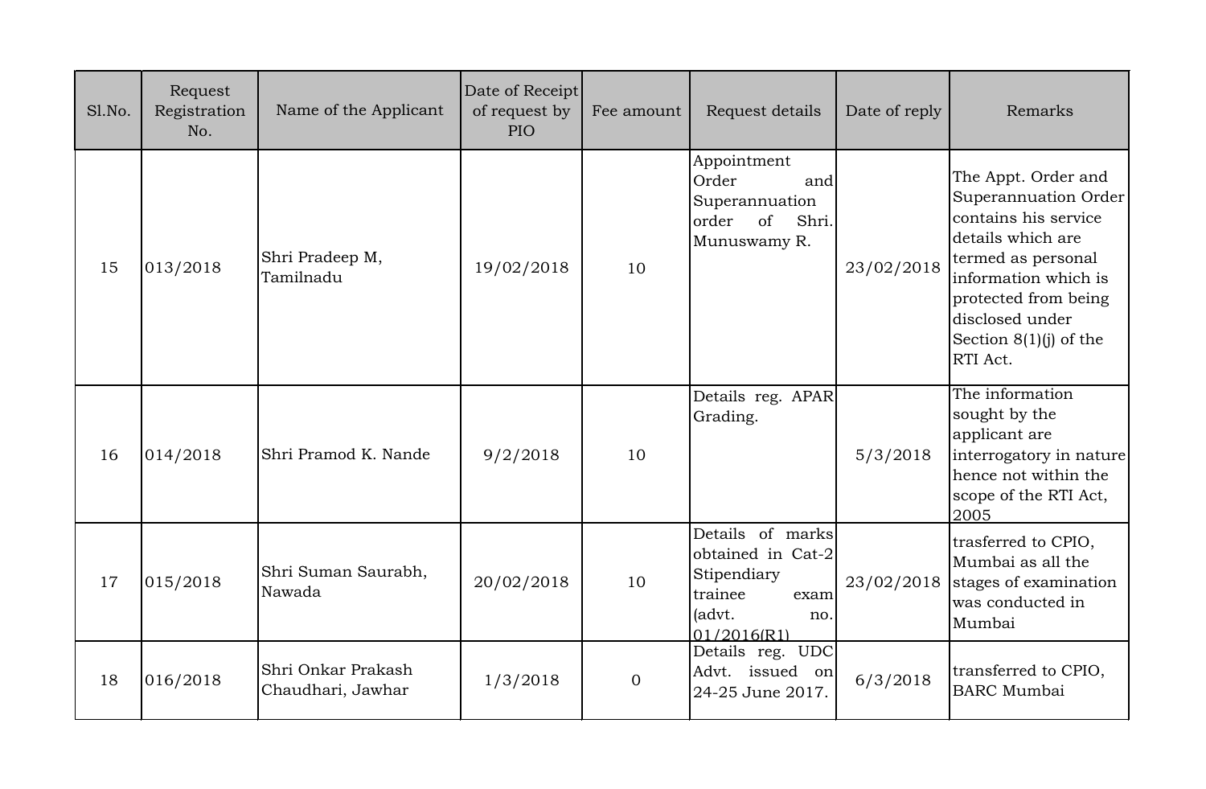| Sl.No. | Request Registration No. | Name of the Applicant | Date of Receipt of request by PIO | Fee amount | Request details | Date of reply | Remarks |
|---|---|---|---|---|---|---|---|
| 15 | 013/2018 | Shri Pradeep M, Tamilnadu | 19/02/2018 | 10 | Appointment Order and Superannuation order of Shri. Munuswamy R. | 23/02/2018 | The Appt. Order and Superannuation Order contains his service details which are termed as personal information which is protected from being disclosed under Section 8(1)(j) of the RTI Act. |
| 16 | 014/2018 | Shri Pramod K. Nande | 9/2/2018 | 10 | Details reg. APAR Grading. | 5/3/2018 | The information sought by the applicant are interrogatory in nature hence not within the scope of the RTI Act, 2005 |
| 17 | 015/2018 | Shri Suman Saurabh, Nawada | 20/02/2018 | 10 | Details of marks obtained in Cat-2 Stipendiary trainee exam (advt. no. 01/2016(R1) | 23/02/2018 | trasferred to CPIO, Mumbai as all the stages of examination was conducted in Mumbai |
| 18 | 016/2018 | Shri Onkar Prakash Chaudhari, Jawhar | 1/3/2018 | 0 | Details reg. UDC Advt. issued on 24-25 June 2017. | 6/3/2018 | transferred to CPIO, BARC Mumbai |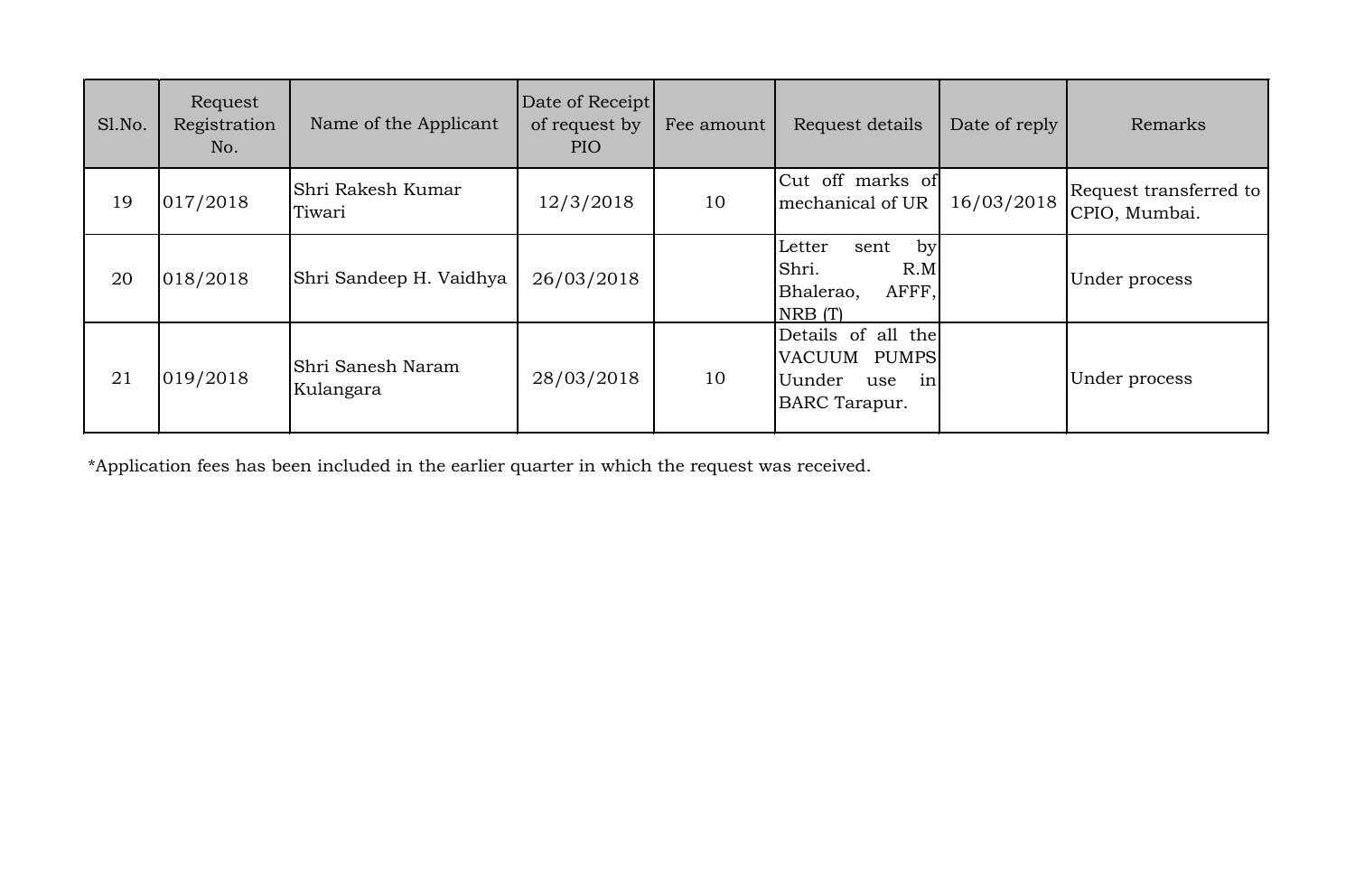| Sl.No. | Request Registration No. | Name of the Applicant | Date of Receipt of request by PIO | Fee amount | Request details | Date of reply | Remarks |
|---|---|---|---|---|---|---|---|
| 19 | 017/2018 | Shri Rakesh Kumar Tiwari | 12/3/2018 | 10 | Cut off marks of mechanical of UR | 16/03/2018 | Request transferred to CPIO, Mumbai. |
| 20 | 018/2018 | Shri Sandeep H. Vaidhya | 26/03/2018 | | Letter sent by Shri. R.M Bhalerao, AFFF, NRB (T) | | Under process |
| 21 | 019/2018 | Shri Sanesh Naram Kulangara | 28/03/2018 | 10 | Details of all the VACUUM PUMPS Uunder use in BARC Tarapur. | | Under process |

*Application fees has been included in the earlier quarter in which the request was received.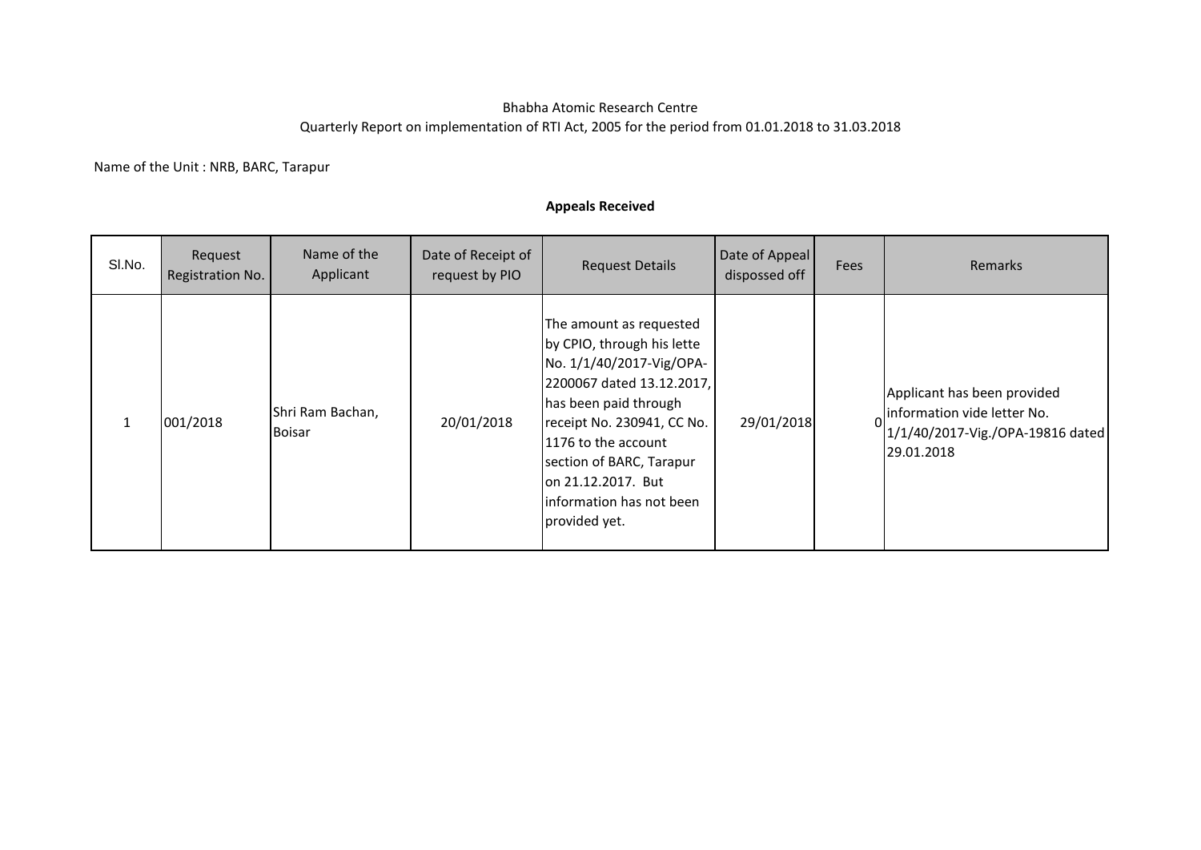Bhabha Atomic Research Centre

Quarterly Report on implementation of RTI Act, 2005 for the period from 01.01.2018 to 31.03.2018

Name of the Unit : NRB, BARC, Tarapur

**Appeals Received**

| Sl.No. | Request Registration No. | Name of the Applicant | Date of Receipt of request by PIO | Request Details | Date of Appeal dispossed off | Fees | Remarks |
|---|---|---|---|---|---|---|---|
| 1 | 001/2018 | Shri Ram Bachan, Boisar | 20/01/2018 | The amount as requested by CPIO, through his lette No. 1/1/40/2017-Vig/OPA-2200067 dated 13.12.2017, has been paid through receipt No. 230941, CC No. 1176 to the account section of BARC, Tarapur on 21.12.2017. But information has not been provided yet. | 29/01/2018 | 0 | Applicant has been provided information vide letter No. 1/1/40/2017-Vig./OPA-19816 dated 29.01.2018 |